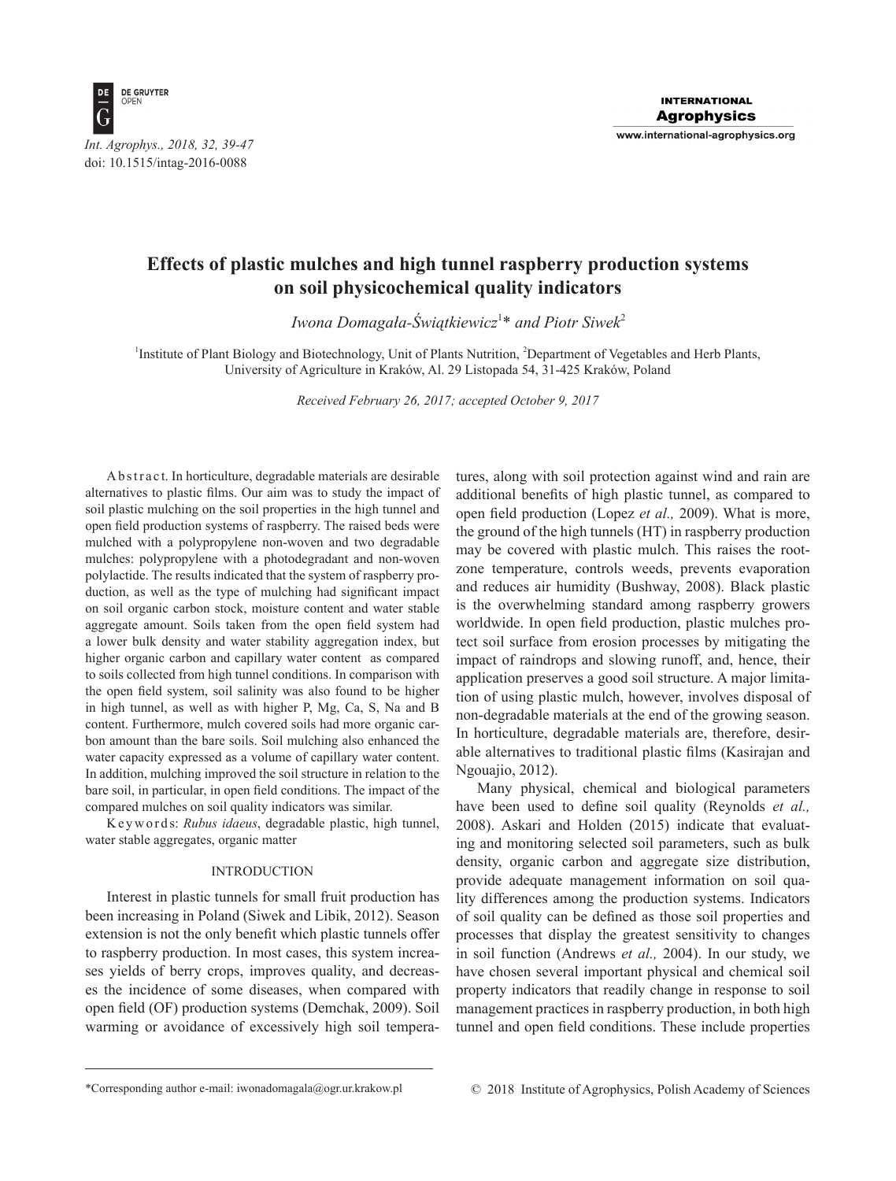# Effects of plastic mulches and high tunnel raspberry production systems on soil physicochemical quality indicators

*Iwona Domagała-Świątkiewicz*[1]* *and Piotr Siwek*[2]

[1]Institute of Plant Biology and Biotechnology, Unit of Plants Nutrition, [2]Department of Vegetables and Herb Plants, University of Agriculture in Kraków, Al. 29 Listopada 54, 31-425 Kraków, Poland

*Received February 26, 2017; accepted October 9, 2017*

A b s t r a c t. In horticulture, degradable materials are desirable alternatives to plastic films. Our aim was to study the impact of soil plastic mulching on the soil properties in the high tunnel and open field production systems of raspberry. The raised beds were mulched with a polypropylene non-woven and two degradable mulches: polypropylene with a photodegradant and non-woven polylactide. The results indicated that the system of raspberry production, as well as the type of mulching had significant impact on soil organic carbon stock, moisture content and water stable aggregate amount. Soils taken from the open field system had a lower bulk density and water stability aggregation index, but higher organic carbon and capillary water content as compared to soils collected from high tunnel conditions. In comparison with the open field system, soil salinity was also found to be higher in high tunnel, as well as with higher P, Mg, Ca, S, Na and B content. Furthermore, mulch covered soils had more organic carbon amount than the bare soils. Soil mulching also enhanced the water capacity expressed as a volume of capillary water content. In addition, mulching improved the soil structure in relation to the bare soil, in particular, in open field conditions. The impact of the compared mulches on soil quality indicators was similar.

K e y w o r d s: *Rubus idaeus*, degradable plastic, high tunnel, water stable aggregates, organic matter

## INTRODUCTION

Interest in plastic tunnels for small fruit production has been increasing in Poland (Siwek and Libik, 2012). Season extension is not the only benefit which plastic tunnels offer to raspberry production. In most cases, this system increases yields of berry crops, improves quality, and decreases the incidence of some diseases, when compared with open field (OF) production systems (Demchak, 2009). Soil warming or avoidance of excessively high soil temperatures, along with soil protection against wind and rain are additional benefits of high plastic tunnel, as compared to open field production (Lopez *et al.,* 2009). What is more, the ground of the high tunnels (HT) in raspberry production may be covered with plastic mulch. This raises the root-zone temperature, controls weeds, prevents evaporation and reduces air humidity (Bushway, 2008). Black plastic is the overwhelming standard among raspberry growers worldwide. In open field production, plastic mulches protect soil surface from erosion processes by mitigating the impact of raindrops and slowing runoff, and, hence, their application preserves a good soil structure. A major limitation of using plastic mulch, however, involves disposal of non-degradable materials at the end of the growing season. In horticulture, degradable materials are, therefore, desirable alternatives to traditional plastic films (Kasirajan and Ngouajio, 2012).

Many physical, chemical and biological parameters have been used to define soil quality (Reynolds *et al.,* 2008). Askari and Holden (2015) indicate that evaluating and monitoring selected soil parameters, such as bulk density, organic carbon and aggregate size distribution, provide adequate management information on soil quality differences among the production systems. Indicators of soil quality can be defined as those soil properties and processes that display the greatest sensitivity to changes in soil function (Andrews *et al.,* 2004). In our study, we have chosen several important physical and chemical soil property indicators that readily change in response to soil management practices in raspberry production, in both high tunnel and open field conditions. These include properties

*Corresponding author e-mail: iwonadomagala@ogr.ur.krakow.pl

© 2018 Institute of Agrophysics, Polish Academy of Sciences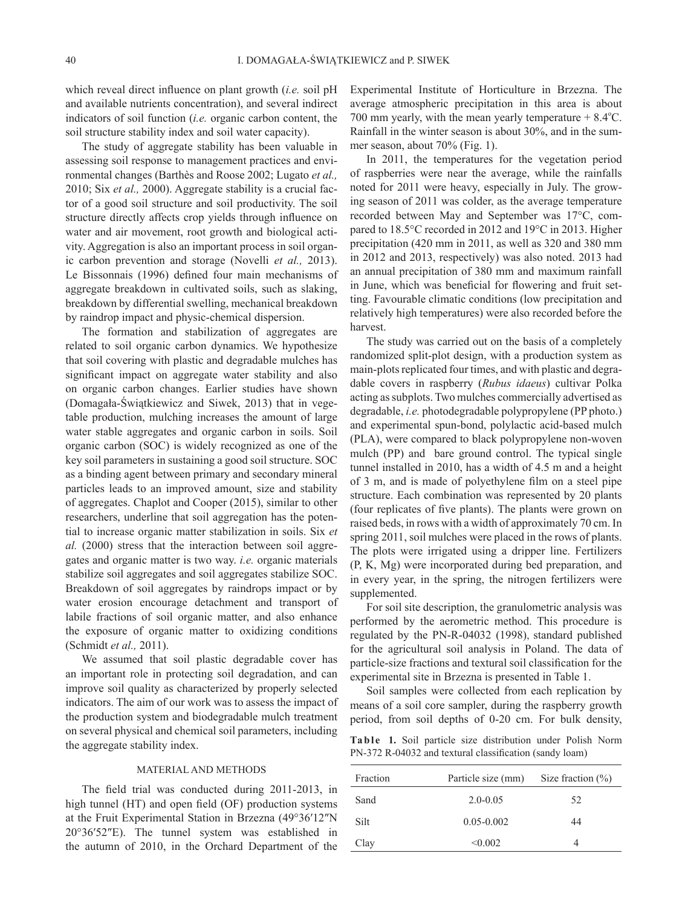which reveal direct influence on plant growth (*i.e.* soil pH and available nutrients concentration), and several indirect indicators of soil function (*i.e.* organic carbon content, the soil structure stability index and soil water capacity).

The study of aggregate stability has been valuable in assessing soil response to management practices and environmental changes (Barthès and Roose 2002; Lugato *et al.,* 2010; Six *et al.,* 2000). Aggregate stability is a crucial factor of a good soil structure and soil productivity. The soil structure directly affects crop yields through influence on water and air movement, root growth and biological activity. Aggregation is also an important process in soil organic carbon prevention and storage (Novelli *et al.,* 2013). Le Bissonnais (1996) defined four main mechanisms of aggregate breakdown in cultivated soils, such as slaking, breakdown by differential swelling, mechanical breakdown by raindrop impact and physic-chemical dispersion.

The formation and stabilization of aggregates are related to soil organic carbon dynamics. We hypothesize that soil covering with plastic and degradable mulches has significant impact on aggregate water stability and also on organic carbon changes. Earlier studies have shown (Domagała-Świątkiewicz and Siwek, 2013) that in vegetable production, mulching increases the amount of large water stable aggregates and organic carbon in soils. Soil organic carbon (SOC) is widely recognized as one of the key soil parameters in sustaining a good soil structure. SOC as a binding agent between primary and secondary mineral particles leads to an improved amount, size and stability of aggregates. Chaplot and Cooper (2015), similar to other researchers, underline that soil aggregation has the potential to increase organic matter stabilization in soils. Six *et al.* (2000) stress that the interaction between soil aggregates and organic matter is two way. *i.e.* organic materials stabilize soil aggregates and soil aggregates stabilize SOC. Breakdown of soil aggregates by raindrops impact or by water erosion encourage detachment and transport of labile fractions of soil organic matter, and also enhance the exposure of organic matter to oxidizing conditions (Schmidt *et al.,* 2011).

We assumed that soil plastic degradable cover has an important role in protecting soil degradation, and can improve soil quality as characterized by properly selected indicators. The aim of our work was to assess the impact of the production system and biodegradable mulch treatment on several physical and chemical soil parameters, including the aggregate stability index.

## MATERIAL AND METHODS

The field trial was conducted during 2011-2013, in high tunnel (HT) and open field (OF) production systems at the Fruit Experimental Station in Brzezna (49°36′12″N 20°36′52″E). The tunnel system was established in the autumn of 2010, in the Orchard Department of the Experimental Institute of Horticulture in Brzezna. The average atmospheric precipitation in this area is about 700 mm yearly, with the mean yearly temperature + 8.4°C. Rainfall in the winter season is about 30%, and in the summer season, about 70% (Fig. 1).

In 2011, the temperatures for the vegetation period of raspberries were near the average, while the rainfalls noted for 2011 were heavy, especially in July. The growing season of 2011 was colder, as the average temperature recorded between May and September was 17°C, compared to 18.5°C recorded in 2012 and 19°C in 2013. Higher precipitation (420 mm in 2011, as well as 320 and 380 mm in 2012 and 2013, respectively) was also noted. 2013 had an annual precipitation of 380 mm and maximum rainfall in June, which was beneficial for flowering and fruit setting. Favourable climatic conditions (low precipitation and relatively high temperatures) were also recorded before the harvest.

The study was carried out on the basis of a completely randomized split-plot design, with a production system as main-plots replicated four times, and with plastic and degradable covers in raspberry (*Rubus idaeus*) cultivar Polka acting as subplots. Two mulches commercially advertised as degradable, *i.e.* photodegradable polypropylene (PP photo.) and experimental spun-bond, polylactic acid-based mulch (PLA), were compared to black polypropylene non-woven mulch (PP) and bare ground control. The typical single tunnel installed in 2010, has a width of 4.5 m and a height of 3 m, and is made of polyethylene film on a steel pipe structure. Each combination was represented by 20 plants (four replicates of five plants). The plants were grown on raised beds, in rows with a width of approximately 70 cm. In spring 2011, soil mulches were placed in the rows of plants. The plots were irrigated using a dripper line. Fertilizers (P, K, Mg) were incorporated during bed preparation, and in every year, in the spring, the nitrogen fertilizers were supplemented.

For soil site description, the granulometric analysis was performed by the aerometric method. This procedure is regulated by the PN-R-04032 (1998), standard published for the agricultural soil analysis in Poland. The data of particle-size fractions and textural soil classification for the experimental site in Brzezna is presented in Table 1.

Soil samples were collected from each replication by means of a soil core sampler, during the raspberry growth period, from soil depths of 0-20 cm. For bulk density,

**Table 1.** Soil particle size distribution under Polish Norm PN-372 R-04032 and textural classification (sandy loam)

| Fraction | Particle size (mm) | Size fraction (%) |
|---|---|---|
| Sand | 2.0-0.05 | 52 |
| Silt | 0.05-0.002 | 44 |
| Clay | <0.002 | 4 |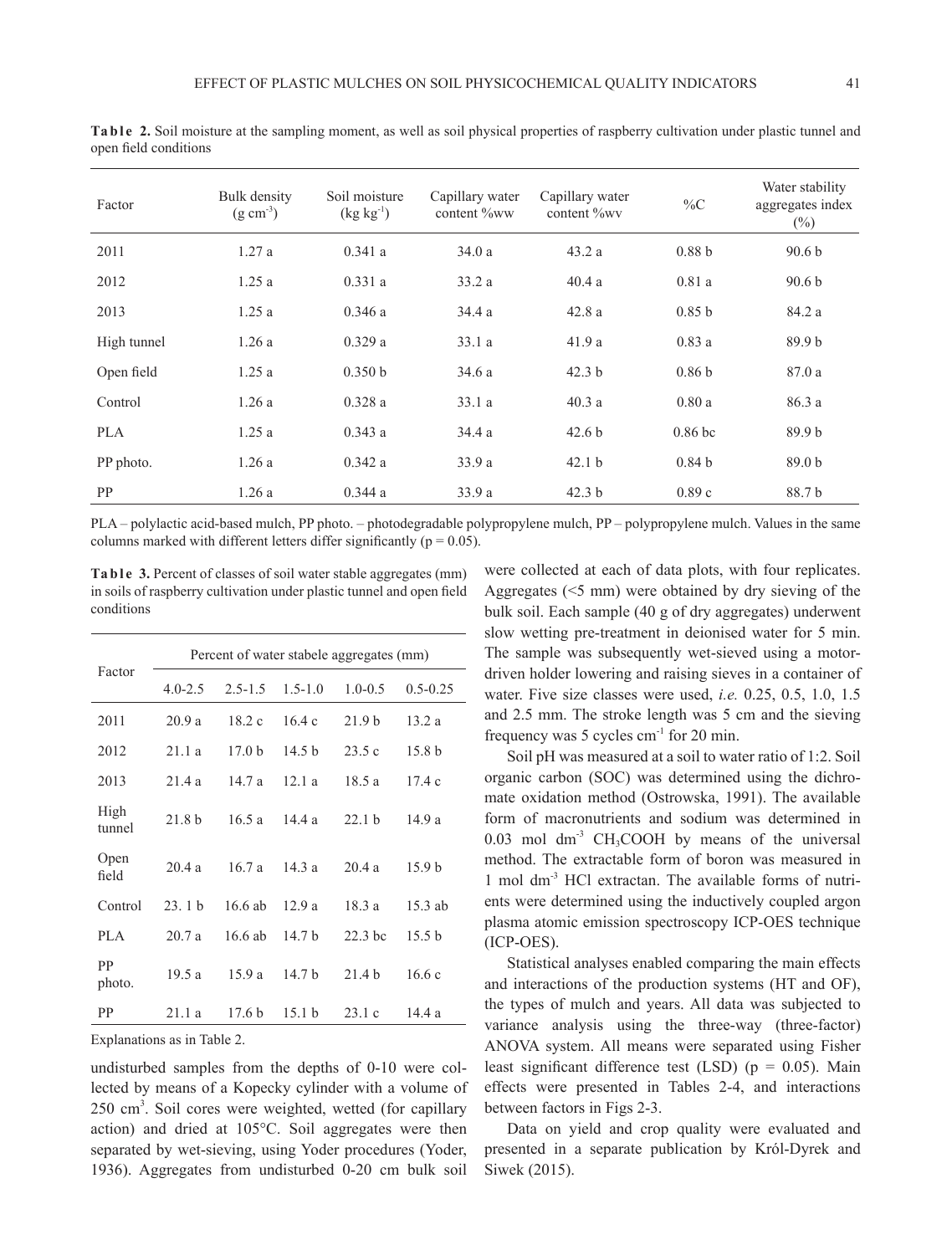**Table 2.** Soil moisture at the sampling moment, as well as soil physical properties of raspberry cultivation under plastic tunnel and open field conditions

| Factor | Bulk density (g cm$^{-3}$) | Soil moisture (kg kg$^{-1}$) | Capillary water content %ww | Capillary water content %wv | %C | Water stability aggregates index (%) |
|---|---|---|---|---|---|---|
| 2011 | 1.27 a | 0.341 a | 34.0 a | 43.2 a | 0.88 b | 90.6 b |
| 2012 | 1.25 a | 0.331 a | 33.2 a | 40.4 a | 0.81 a | 90.6 b |
| 2013 | 1.25 a | 0.346 a | 34.4 a | 42.8 a | 0.85 b | 84.2 a |
| High tunnel | 1.26 a | 0.329 a | 33.1 a | 41.9 a | 0.83 a | 89.9 b |
| Open field | 1.25 a | 0.350 b | 34.6 a | 42.3 b | 0.86 b | 87.0 a |
| Control | 1.26 a | 0.328 a | 33.1 a | 40.3 a | 0.80 a | 86.3 a |
| PLA | 1.25 a | 0.343 a | 34.4 a | 42.6 b | 0.86 bc | 89.9 b |
| PP photo. | 1.26 a | 0.342 a | 33.9 a | 42.1 b | 0.84 b | 89.0 b |
| PP | 1.26 a | 0.344 a | 33.9 a | 42.3 b | 0.89 c | 88.7 b |

PLA – polylactic acid-based mulch, PP photo. – photodegradable polypropylene mulch, PP – polypropylene mulch. Values in the same columns marked with different letters differ significantly (p = 0.05).

**Table 3.** Percent of classes of soil water stable aggregates (mm) in soils of raspberry cultivation under plastic tunnel and open field conditions

| Factor | Percent of water stabele aggregates (mm) | | | | |
|---|---|---|---|---|---|
| | 4.0-2.5 | 2.5-1.5 | 1.5-1.0 | 1.0-0.5 | 0.5-0.25 |
| 2011 | 20.9 a | 18.2 c | 16.4 c | 21.9 b | 13.2 a |
| 2012 | 21.1 a | 17.0 b | 14.5 b | 23.5 c | 15.8 b |
| 2013 | 21.4 a | 14.7 a | 12.1 a | 18.5 a | 17.4 c |
| High tunnel | 21.8 b | 16.5 a | 14.4 a | 22.1 b | 14.9 a |
| Open field | 20.4 a | 16.7 a | 14.3 a | 20.4 a | 15.9 b |
| Control | 23. 1 b | 16.6 ab | 12.9 a | 18.3 a | 15.3 ab |
| PLA | 20.7 a | 16.6 ab | 14.7 b | 22.3 bc | 15.5 b |
| PP photo. | 19.5 a | 15.9 a | 14.7 b | 21.4 b | 16.6 c |
| PP | 21.1 a | 17.6 b | 15.1 b | 23.1 c | 14.4 a |

Explanations as in Table 2.

undisturbed samples from the depths of 0-10 were collected by means of a Kopecky cylinder with a volume of 250 cm$^3$. Soil cores were weighted, wetted (for capillary action) and dried at 105°C. Soil aggregates were then separated by wet-sieving, using Yoder procedures (Yoder, 1936). Aggregates from undisturbed 0-20 cm bulk soil were collected at each of data plots, with four replicates. Aggregates (<5 mm) were obtained by dry sieving of the bulk soil. Each sample (40 g of dry aggregates) underwent slow wetting pre-treatment in deionised water for 5 min. The sample was subsequently wet-sieved using a motor-driven holder lowering and raising sieves in a container of water. Five size classes were used, *i.e.* 0.25, 0.5, 1.0, 1.5 and 2.5 mm. The stroke length was 5 cm and the sieving frequency was 5 cycles cm$^{-1}$ for 20 min.

Soil pH was measured at a soil to water ratio of 1:2. Soil organic carbon (SOC) was determined using the dichromate oxidation method (Ostrowska, 1991). The available form of macronutrients and sodium was determined in 0.03 mol dm$^{-3}$ $CH_3COOH$ by means of the universal method. The extractable form of boron was measured in 1 mol dm$^{-3}$ HCl extractan. The available forms of nutrients were determined using the inductively coupled argon plasma atomic emission spectroscopy ICP-OES technique (ICP-OES).

Statistical analyses enabled comparing the main effects and interactions of the production systems (HT and OF), the types of mulch and years. All data was subjected to variance analysis using the three-way (three-factor) ANOVA system. All means were separated using Fisher least significant difference test (LSD) (p = 0.05). Main effects were presented in Tables 2-4, and interactions between factors in Figs 2-3.

Data on yield and crop quality were evaluated and presented in a separate publication by Król-Dyrek and Siwek (2015).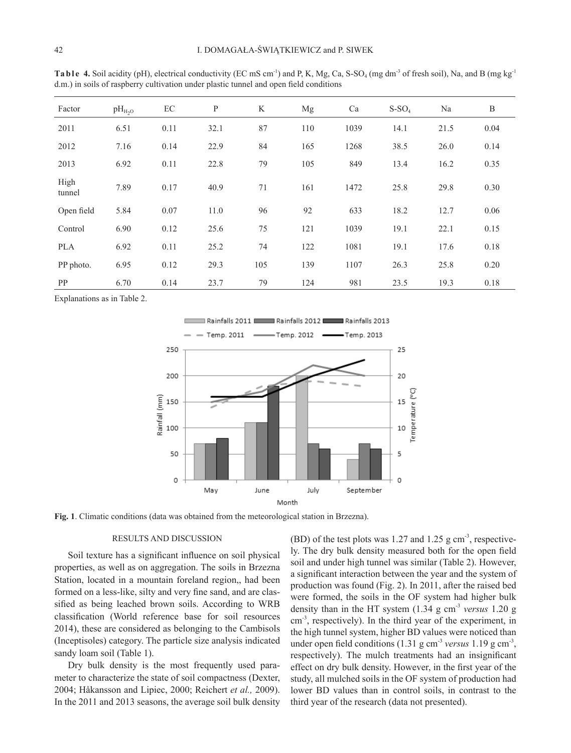**Table 4.** Soil acidity (pH), electrical conductivity (EC mS $cm^{-1}$) and P, K, Mg, Ca, S-$SO_4$ (mg $dm^{-3}$ of fresh soil), Na, and B (mg $kg^{-1}$ d.m.) in soils of raspberry cultivation under plastic tunnel and open field conditions

| Factor | $pH_{H_2O}$ | EC | P | K | Mg | Ca | S-$SO_4$ | Na | B |
|---|---|---|---|---|---|---|---|---|---|
| 2011 | 6.51 | 0.11 | 32.1 | 87 | 110 | 1039 | 14.1 | 21.5 | 0.04 |
| 2012 | 7.16 | 0.14 | 22.9 | 84 | 165 | 1268 | 38.5 | 26.0 | 0.14 |
| 2013 | 6.92 | 0.11 | 22.8 | 79 | 105 | 849 | 13.4 | 16.2 | 0.35 |
| High tunnel | 7.89 | 0.17 | 40.9 | 71 | 161 | 1472 | 25.8 | 29.8 | 0.30 |
| Open field | 5.84 | 0.07 | 11.0 | 96 | 92 | 633 | 18.2 | 12.7 | 0.06 |
| Control | 6.90 | 0.12 | 25.6 | 75 | 121 | 1039 | 19.1 | 22.1 | 0.15 |
| PLA | 6.92 | 0.11 | 25.2 | 74 | 122 | 1081 | 19.1 | 17.6 | 0.18 |
| PP photo. | 6.95 | 0.12 | 29.3 | 105 | 139 | 1107 | 26.3 | 25.8 | 0.20 |
| PP | 6.70 | 0.14 | 23.7 | 79 | 124 | 981 | 23.5 | 19.3 | 0.18 |

Explanations as in Table 2.

**Fig. 1**. Climatic conditions (data was obtained from the meteorological station in Brzezna).

## RESULTS AND DISCUSSION

Soil texture has a significant influence on soil physical properties, as well as on aggregation. The soils in Brzezna Station, located in a mountain foreland region,, had been formed on a less-like, silty and very fine sand, and are classified as being leached brown soils. According to WRB classification (World reference base for soil resources 2014), these are considered as belonging to the Cambisols (Inceptisoles) category. The particle size analysis indicated sandy loam soil (Table 1).

Dry bulk density is the most frequently used parameter to characterize the state of soil compactness (Dexter, 2004; Håkansson and Lipiec, 2000; Reichert *et al.,* 2009). In the 2011 and 2013 seasons, the average soil bulk density (BD) of the test plots was 1.27 and 1.25 g $cm^{-3}$, respectively. The dry bulk density measured both for the open field soil and under high tunnel was similar (Table 2). However, a significant interaction between the year and the system of production was found (Fig. 2). In 2011, after the raised bed were formed, the soils in the OF system had higher bulk density than in the HT system (1.34 g $cm^{-3}$ *versus* 1.20 g $cm^{-3}$, respectively). In the third year of the experiment, in the high tunnel system, higher BD values were noticed than under open field conditions (1.31 g $cm^{-3}$ *versus* 1.19 g $cm^{-3}$, respectively). The mulch treatments had an insignificant effect on dry bulk density. However, in the first year of the study, all mulched soils in the OF system of production had lower BD values than in control soils, in contrast to the third year of the research (data not presented).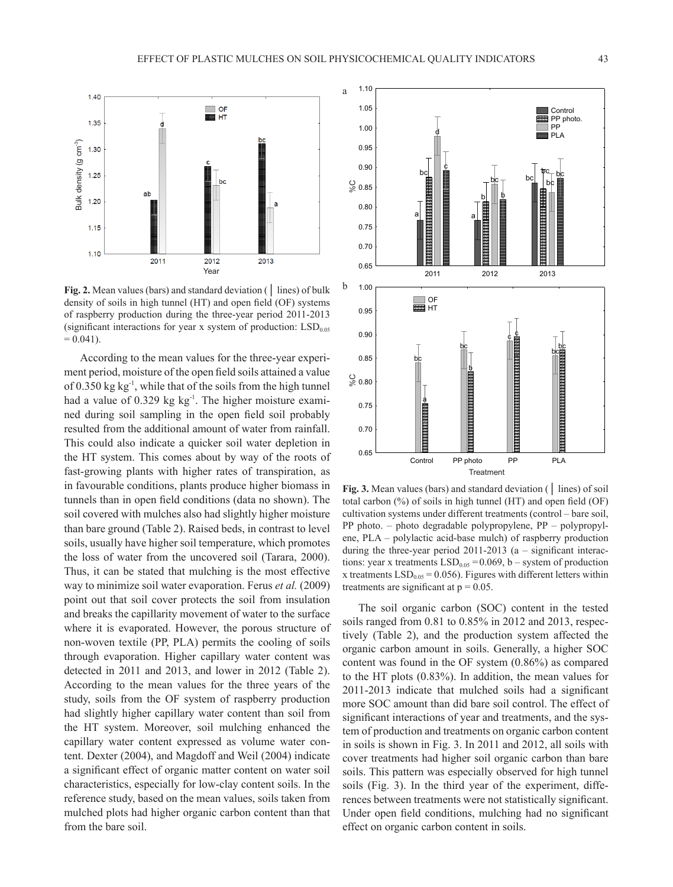**Fig. 2.** Mean values (bars) and standard deviation (│ lines) of bulk density of soils in high tunnel (HT) and open field (OF) systems of raspberry production during the three-year period 2011-2013 (significant interactions for year x system of production: $LSD_{0.05} = 0.041$).

According to the mean values for the three-year experiment period, moisture of the open field soils attained a value of 0.350 kg kg$^{-1}$, while that of the soils from the high tunnel had a value of 0.329 kg kg$^{-1}$. The higher moisture examined during soil sampling in the open field soil probably resulted from the additional amount of water from rainfall. This could also indicate a quicker soil water depletion in the HT system. This comes about by way of the roots of fast-growing plants with higher rates of transpiration, as in favourable conditions, plants produce higher biomass in tunnels than in open field conditions (data no shown). The soil covered with mulches also had slightly higher moisture than bare ground (Table 2). Raised beds, in contrast to level soils, usually have higher soil temperature, which promotes the loss of water from the uncovered soil (Tarara, 2000). Thus, it can be stated that mulching is the most effective way to minimize soil water evaporation. Ferus *et al.* (2009) point out that soil cover protects the soil from insulation and breaks the capillarity movement of water to the surface where it is evaporated. However, the porous structure of non-woven textile (PP, PLA) permits the cooling of soils through evaporation. Higher capillary water content was detected in 2011 and 2013, and lower in 2012 (Table 2). According to the mean values for the three years of the study, soils from the OF system of raspberry production had slightly higher capillary water content than soil from the HT system. Moreover, soil mulching enhanced the capillary water content expressed as volume water content. Dexter (2004), and Magdoff and Weil (2004) indicate a significant effect of organic matter content on water soil characteristics, especially for low-clay content soils. In the reference study, based on the mean values, soils taken from mulched plots had higher organic carbon content than that from the bare soil.

**Fig. 3.** Mean values (bars) and standard deviation (│ lines) of soil total carbon (%) of soils in high tunnel (HT) and open field (OF) cultivation systems under different treatments (control – bare soil, PP photo. – photo degradable polypropylene, PP – polypropylene, PLA – polylactic acid-base mulch) of raspberry production during the three-year period 2011-2013 (a – significant interactions: year x treatments $LSD_{0.05} = 0.069$, b – system of production x treatments $LSD_{0.05} = 0.056$). Figures with different letters within treatments are significant at $p = 0.05$.

The soil organic carbon (SOC) content in the tested soils ranged from 0.81 to 0.85% in 2012 and 2013, respectively (Table 2), and the production system affected the organic carbon amount in soils. Generally, a higher SOC content was found in the OF system (0.86%) as compared to the HT plots (0.83%). In addition, the mean values for 2011-2013 indicate that mulched soils had a significant more SOC amount than did bare soil control. The effect of significant interactions of year and treatments, and the system of production and treatments on organic carbon content in soils is shown in Fig. 3. In 2011 and 2012, all soils with cover treatments had higher soil organic carbon than bare soils. This pattern was especially observed for high tunnel soils (Fig. 3). In the third year of the experiment, differences between treatments were not statistically significant. Under open field conditions, mulching had no significant effect on organic carbon content in soils.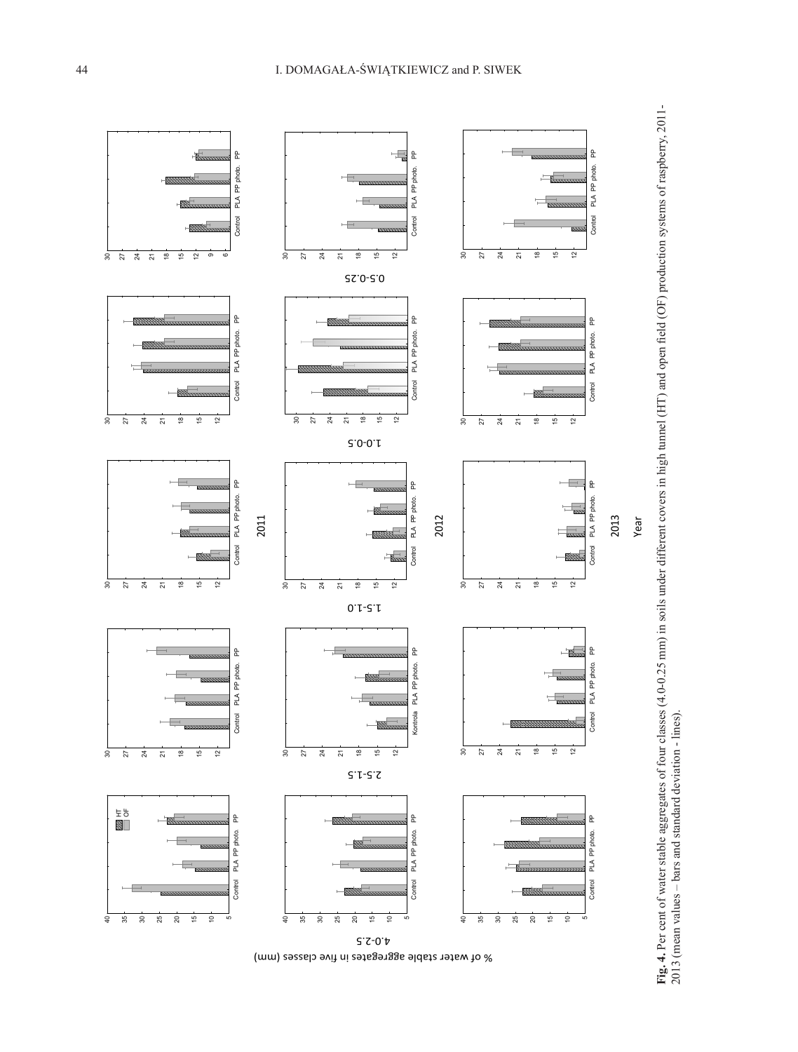**Fig. 4.** Per cent of water stable aggregates of four classes (4.0-0.25 mm) in soils under different covers in high tunnel (HT) and open field (OF) production systems of raspberry, 2011-2013 (mean values – bars and standard deviation - lines).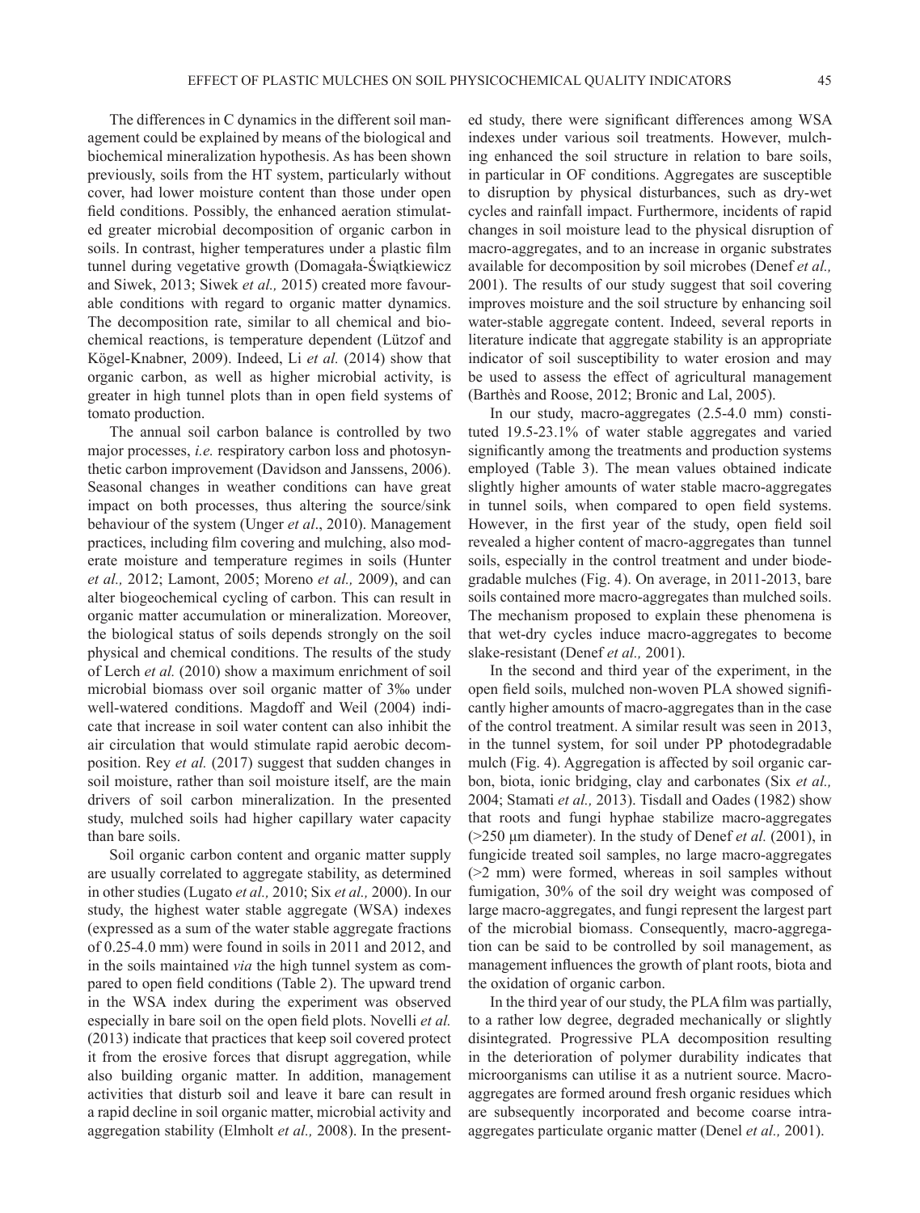The differences in C dynamics in the different soil management could be explained by means of the biological and biochemical mineralization hypothesis. As has been shown previously, soils from the HT system, particularly without cover, had lower moisture content than those under open field conditions. Possibly, the enhanced aeration stimulated greater microbial decomposition of organic carbon in soils. In contrast, higher temperatures under a plastic film tunnel during vegetative growth (Domagała-Świątkiewicz and Siwek, 2013; Siwek *et al.,* 2015) created more favourable conditions with regard to organic matter dynamics. The decomposition rate, similar to all chemical and biochemical reactions, is temperature dependent (Lützof and Kögel-Knabner, 2009). Indeed, Li *et al.* (2014) show that organic carbon, as well as higher microbial activity, is greater in high tunnel plots than in open field systems of tomato production.

The annual soil carbon balance is controlled by two major processes, *i.e.* respiratory carbon loss and photosynthetic carbon improvement (Davidson and Janssens, 2006). Seasonal changes in weather conditions can have great impact on both processes, thus altering the source/sink behaviour of the system (Unger *et al*., 2010). Management practices, including film covering and mulching, also moderate moisture and temperature regimes in soils (Hunter *et al.,* 2012; Lamont, 2005; Moreno *et al.,* 2009), and can alter biogeochemical cycling of carbon. This can result in organic matter accumulation or mineralization. Moreover, the biological status of soils depends strongly on the soil physical and chemical conditions. The results of the study of Lerch *et al.* (2010) show a maximum enrichment of soil microbial biomass over soil organic matter of 3‰ under well-watered conditions. Magdoff and Weil (2004) indicate that increase in soil water content can also inhibit the air circulation that would stimulate rapid aerobic decomposition. Rey *et al.* (2017) suggest that sudden changes in soil moisture, rather than soil moisture itself, are the main drivers of soil carbon mineralization. In the presented study, mulched soils had higher capillary water capacity than bare soils.

Soil organic carbon content and organic matter supply are usually correlated to aggregate stability, as determined in other studies (Lugato *et al.,* 2010; Six *et al.,* 2000). In our study, the highest water stable aggregate (WSA) indexes (expressed as a sum of the water stable aggregate fractions of 0.25-4.0 mm) were found in soils in 2011 and 2012, and in the soils maintained *via* the high tunnel system as compared to open field conditions (Table 2). The upward trend in the WSA index during the experiment was observed especially in bare soil on the open field plots. Novelli *et al.* (2013) indicate that practices that keep soil covered protect it from the erosive forces that disrupt aggregation, while also building organic matter. In addition, management activities that disturb soil and leave it bare can result in a rapid decline in soil organic matter, microbial activity and aggregation stability (Elmholt *et al.,* 2008). In the presented study, there were significant differences among WSA indexes under various soil treatments. However, mulching enhanced the soil structure in relation to bare soils, in particular in OF conditions. Aggregates are susceptible to disruption by physical disturbances, such as dry-wet cycles and rainfall impact. Furthermore, incidents of rapid changes in soil moisture lead to the physical disruption of macro-aggregates, and to an increase in organic substrates available for decomposition by soil microbes (Denef *et al.,* 2001). The results of our study suggest that soil covering improves moisture and the soil structure by enhancing soil water-stable aggregate content. Indeed, several reports in literature indicate that aggregate stability is an appropriate indicator of soil susceptibility to water erosion and may be used to assess the effect of agricultural management (Barthès and Roose, 2012; Bronic and Lal, 2005).

In our study, macro-aggregates (2.5-4.0 mm) constituted 19.5-23.1% of water stable aggregates and varied significantly among the treatments and production systems employed (Table 3). The mean values obtained indicate slightly higher amounts of water stable macro-aggregates in tunnel soils, when compared to open field systems. However, in the first year of the study, open field soil revealed a higher content of macro-aggregates than tunnel soils, especially in the control treatment and under biodegradable mulches (Fig. 4). On average, in 2011-2013, bare soils contained more macro-aggregates than mulched soils. The mechanism proposed to explain these phenomena is that wet-dry cycles induce macro-aggregates to become slake-resistant (Denef *et al.,* 2001).

In the second and third year of the experiment, in the open field soils, mulched non-woven PLA showed significantly higher amounts of macro-aggregates than in the case of the control treatment. A similar result was seen in 2013, in the tunnel system, for soil under PP photodegradable mulch (Fig. 4). Aggregation is affected by soil organic carbon, biota, ionic bridging, clay and carbonates (Six *et al.,* 2004; Stamati *et al.,* 2013). Tisdall and Oades (1982) show that roots and fungi hyphae stabilize macro-aggregates (>250 μm diameter). In the study of Denef *et al.* (2001), in fungicide treated soil samples, no large macro-aggregates (>2 mm) were formed, whereas in soil samples without fumigation, 30% of the soil dry weight was composed of large macro-aggregates, and fungi represent the largest part of the microbial biomass. Consequently, macro-aggregation can be said to be controlled by soil management, as management influences the growth of plant roots, biota and the oxidation of organic carbon.

In the third year of our study, the PLA film was partially, to a rather low degree, degraded mechanically or slightly disintegrated. Progressive PLA decomposition resulting in the deterioration of polymer durability indicates that microorganisms can utilise it as a nutrient source. Macro-aggregates are formed around fresh organic residues which are subsequently incorporated and become coarse intra-aggregates particulate organic matter (Denel *et al.,* 2001).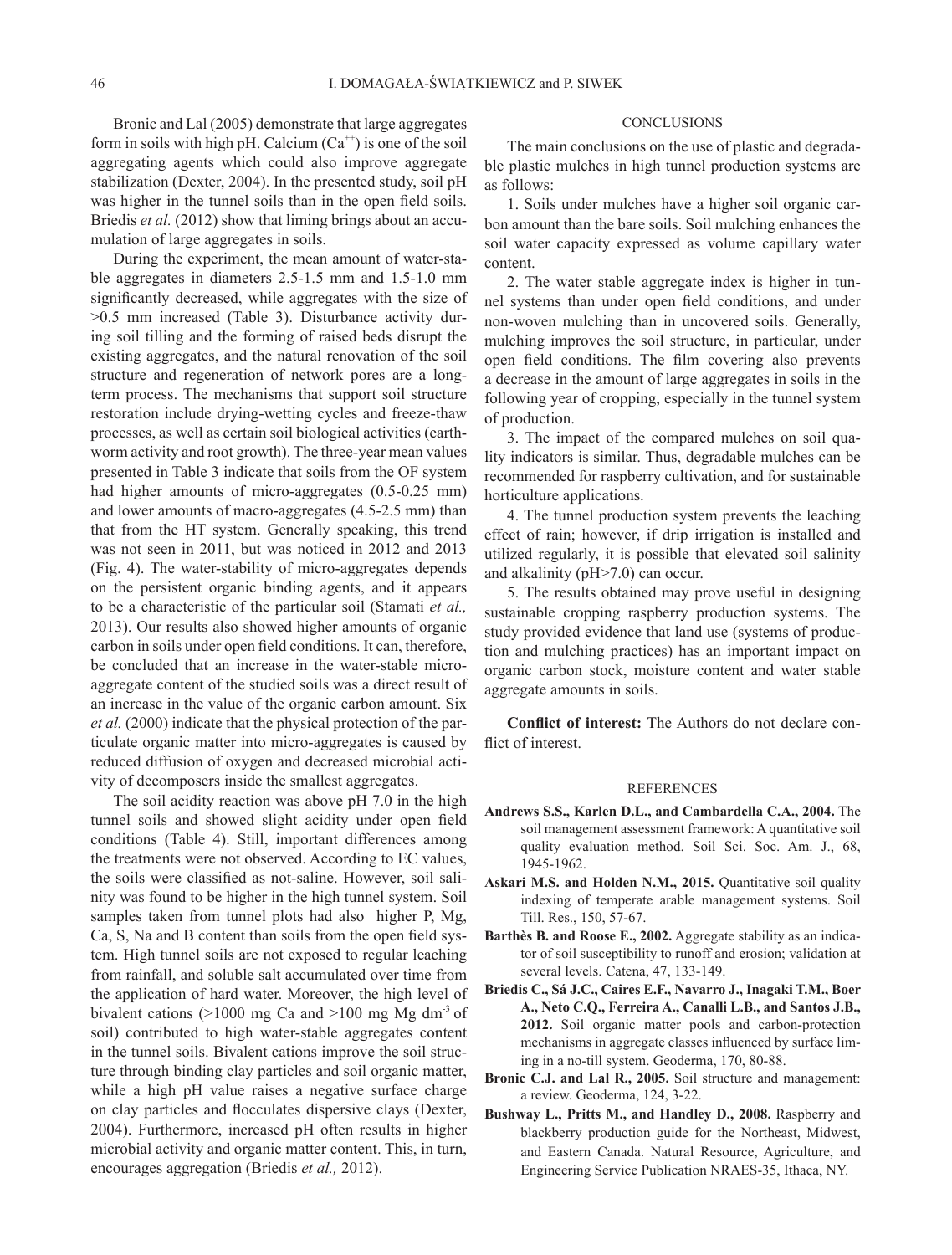Bronic and Lal (2005) demonstrate that large aggregates form in soils with high pH. Calcium ($Ca^{++}$) is one of the soil aggregating agents which could also improve aggregate stabilization (Dexter, 2004). In the presented study, soil pH was higher in the tunnel soils than in the open field soils. Briedis *et al.* (2012) show that liming brings about an accumulation of large aggregates in soils.

During the experiment, the mean amount of water-stable aggregates in diameters 2.5-1.5 mm and 1.5-1.0 mm significantly decreased, while aggregates with the size of >0.5 mm increased (Table 3). Disturbance activity during soil tilling and the forming of raised beds disrupt the existing aggregates, and the natural renovation of the soil structure and regeneration of network pores are a long-term process. The mechanisms that support soil structure restoration include drying-wetting cycles and freeze-thaw processes, as well as certain soil biological activities (earthworm activity and root growth). The three-year mean values presented in Table 3 indicate that soils from the OF system had higher amounts of micro-aggregates (0.5-0.25 mm) and lower amounts of macro-aggregates (4.5-2.5 mm) than that from the HT system. Generally speaking, this trend was not seen in 2011, but was noticed in 2012 and 2013 (Fig. 4). The water-stability of micro-aggregates depends on the persistent organic binding agents, and it appears to be a characteristic of the particular soil (Stamati *et al.,* 2013). Our results also showed higher amounts of organic carbon in soils under open field conditions. It can, therefore, be concluded that an increase in the water-stable micro-aggregate content of the studied soils was a direct result of an increase in the value of the organic carbon amount. Six *et al.* (2000) indicate that the physical protection of the particulate organic matter into micro-aggregates is caused by reduced diffusion of oxygen and decreased microbial activity of decomposers inside the smallest aggregates.

The soil acidity reaction was above pH 7.0 in the high tunnel soils and showed slight acidity under open field conditions (Table 4). Still, important differences among the treatments were not observed. According to EC values, the soils were classified as not-saline. However, soil salinity was found to be higher in the high tunnel system. Soil samples taken from tunnel plots had also higher P, Mg, Ca, S, Na and B content than soils from the open field system. High tunnel soils are not exposed to regular leaching from rainfall, and soluble salt accumulated over time from the application of hard water. Moreover, the high level of bivalent cations (>1000 mg Ca and >100 mg Mg $dm^{-3}$ of soil) contributed to high water-stable aggregates content in the tunnel soils. Bivalent cations improve the soil structure through binding clay particles and soil organic matter, while a high pH value raises a negative surface charge on clay particles and flocculates dispersive clays (Dexter, 2004). Furthermore, increased pH often results in higher microbial activity and organic matter content. This, in turn, encourages aggregation (Briedis *et al.,* 2012).

## CONCLUSIONS

The main conclusions on the use of plastic and degradable plastic mulches in high tunnel production systems are as follows:

1. Soils under mulches have a higher soil organic carbon amount than the bare soils. Soil mulching enhances the soil water capacity expressed as volume capillary water content.

2. The water stable aggregate index is higher in tunnel systems than under open field conditions, and under non-woven mulching than in uncovered soils. Generally, mulching improves the soil structure, in particular, under open field conditions. The film covering also prevents a decrease in the amount of large aggregates in soils in the following year of cropping, especially in the tunnel system of production.

3. The impact of the compared mulches on soil quality indicators is similar. Thus, degradable mulches can be recommended for raspberry cultivation, and for sustainable horticulture applications.

4. The tunnel production system prevents the leaching effect of rain; however, if drip irrigation is installed and utilized regularly, it is possible that elevated soil salinity and alkalinity (pH>7.0) can occur.

5. The results obtained may prove useful in designing sustainable cropping raspberry production systems. The study provided evidence that land use (systems of production and mulching practices) has an important impact on organic carbon stock, moisture content and water stable aggregate amounts in soils.

**Conflict of interest:** The Authors do not declare conflict of interest.

## REFERENCES

**Andrews S.S., Karlen D.L., and Cambardella C.A., 2004.** The soil management assessment framework: A quantitative soil quality evaluation method. Soil Sci. Soc. Am. J., 68, 1945-1962.

**Askari M.S. and Holden N.M., 2015.** Quantitative soil quality indexing of temperate arable management systems. Soil Till. Res., 150, 57-67.

**Barthès B. and Roose E., 2002.** Aggregate stability as an indicator of soil susceptibility to runoff and erosion; validation at several levels. Catena, 47, 133-149.

**Briedis C., Sá J.C., Caires E.F., Navarro J., Inagaki T.M., Boer A., Neto C.Q., Ferreira A., Canalli L.B., and Santos J.B., 2012.** Soil organic matter pools and carbon-protection mechanisms in aggregate classes influenced by surface liming in a no-till system. Geoderma, 170, 80-88.

**Bronic C.J. and Lal R., 2005.** Soil structure and management: a review. Geoderma, 124, 3-22.

**Bushway L., Pritts M., and Handley D., 2008.** Raspberry and blackberry production guide for the Northeast, Midwest, and Eastern Canada. Natural Resource, Agriculture, and Engineering Service Publication NRAES-35, Ithaca, NY.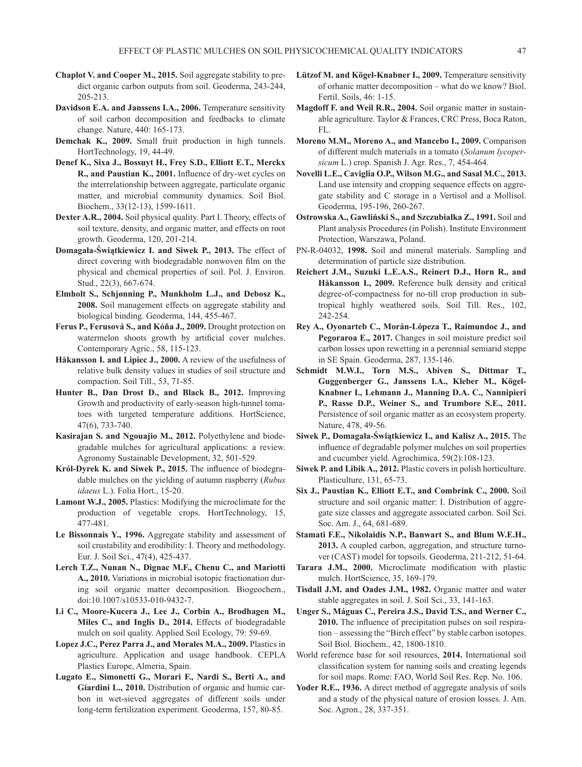**Chaplot V. and Cooper M., 2015.** Soil aggregate stability to predict organic carbon outputs from soil. Geoderma, 243-244, 205-213.

**Davidson E.A. and Janssens I.A., 2006.** Temperature sensitivity of soil carbon decomposition and feedbacks to climate change. Nature, 440: 165-173.

**Demchak K., 2009.** Small fruit production in high tunnels. HortTechnology, 19, 44-49.

**Denef K., Sixa J., Bossuyt H., Frey S.D., Elliott E.T., Merckx R., and Paustian K., 2001.** Influence of dry-wet cycles on the interrelationship between aggregate, particulate organic matter, and microbial community dynamics. Soil Biol. Biochem., 33(12-13), 1599-1611.

**Dexter A.R., 2004.** Soil physical quality. Part I. Theory, effects of soil texture, density, and organic matter, and effects on root growth. Geoderma, 120, 201-214.

**Domagała-Świątkiewicz I. and Siwek P., 2013.** The effect of direct covering with biodegradable nonwoven film on the physical and chemical properties of soil. Pol. J. Environ. Stud., 22(3), 667-674.

**Elmholt S., Schjønning P., Munkholm L.J., and Debosz K., 2008.** Soil management effects on aggregate stability and biological binding. Geoderma, 144, 455-467.

**Ferus P., Ferusová S., and Kóňa J., 2009.** Drought protection on watermelon shoots growth by artificial cover mulches. Contemporary Agric., 58, 115-123.

**Håkansson I. and Lipiec J., 2000.** A review of the usefulness of relative bulk density values in studies of soil structure and compaction. Soil Till., 53, 71-85.

**Hunter B., Dan Drost D., and Black B., 2012.** Improving Growth and productivity of early-season high-tunnel tomatoes with targeted temperature additions. HortScience, 47(6), 733-740.

**Kasirajan S. and Ngouajio M., 2012.** Polyethylene and biodegradable mulches for agricultural applications: a review. Agronomy Sustainable Development, 32, 501-529.

**Król-Dyrek K. and Siwek P., 2015.** The influence of biodegradable mulches on the yielding of autumn raspberry (*Rubus idaeus* L.). Folia Hort., 15-20.

**Lamont W.J., 2005.** Plastics: Modifying the microclimate for the production of vegetable crops. HortTechnology, 15, 477-481.

**Le Bissonnais Y., 1996.** Aggregate stability and assessment of soil crustability and erodibility: I. Theory and methodology. Eur. J. Soil Sci., 47(4), 425-437.

**Lerch T.Z., Nunan N., Dignac M.F., Chenu C., and Mariotti A., 2010.** Variations in microbial isotopic fractionation during soil organic matter decomposition. Biogeochem., doi:10.1007/s10533-010-9432-7.

**Li C., Moore-Kucera J., Lee J., Corbin A., Brodhagen M., Miles C., and Inglis D., 2014.** Effects of biodegradable mulch on soil quality. Applied Soil Ecology, 79: 59-69.

**Lopez J.C., Perez Parra J., and Morales M.A., 2009.** Plastics in agriculture. Application and usage handbook. CEPLA Plastics Europe, Almeria, Spain.

**Lugato E., Simonetti G., Morari F., Nardi S., Berti A., and Giardini L., 2010.** Distribution of organic and humic carbon in wet-sieved aggregates of different soils under long-term fertilization experiment. Geoderma, 157, 80-85.

**Lützof M. and Kögel-Knabner I., 2009.** Temperature sensitivity of orhanic matter decomposition – what do we know? Biol. Fertil. Soils, 46: 1-15.

**Magdoff F. and Weil R.R., 2004.** Soil organic matter in sustainable agriculture. Taylor & Frances, CRC Press, Boca Raton, FL.

**Moreno M.M., Moreno A., and Mancebo I., 2009.** Comparison of different mulch materials in a tomato (*Solanum lycopersicum* L.) crop. Spanish J. Agr. Res., 7, 454-464.

**Novelli L.E., Caviglia O.P., Wilson M.G., and Sasal M.C., 2013.** Land use intensity and cropping sequence effects on aggregate stability and C storage in a Vertisol and a Mollisol. Geoderma, 195-196, 260-267.

**Ostrowska A., Gawliński S., and Szczubiałka Z., 1991.** Soil and Plant analysis Procedures (in Polish). Institute Environment Protection, Warszawa, Poland.

PN-R-04032, **1998.** Soil and mineral materials. Sampling and determination of particle size distribution.

**Reichert J.M., Suzuki L.E.A.S., Reinert D.J., Horn R., and Håkansson I., 2009.** Reference bulk density and critical degree-of-compactness for no-till crop production in subtropical highly weathered soils. Soil Till. Res., 102, 242-254.

**Rey A., Oyonarteb C., Morán-Lópeza T., Raimundoc J., and Pegoraroa E., 2017.** Changes in soil moisture predict soil carbon losses upon rewetting in a perennial semiarid steppe in SE Spain. Geoderma, 287, 135-146.

**Schmidt M.W.I., Torn M.S., Abiven S., Dittmar T., Guggenberger G., Janssens I.A., Kleber M., Kögel-Knabner I., Lehmann J., Manning D.A. C., Nannipieri P., Rasse D.P., Weiner S., and Trumbore S.E., 2011.** Persistence of soil organic matter as an ecosystem property. Nature, 478, 49-56.

**Siwek P., Domagała-Świątkiewicz I., and Kalisz A., 2015.** The influence of degradable polymer mulches on soil properties and cucumber yield. Agrochimica, 59(2):108-123.

**Siwek P. and Libik A., 2012.** Plastic covers in polish horticulture. Plasticulture, 131, 65-73.

**Six J., Paustian K., Elliott E.T., and Combrink C., 2000.** Soil structure and soil organic matter: I. Distribution of aggregate size classes and aggregate associated carbon. Soil Sci. Soc. Am. J., 64, 681-689.

**Stamati F.E., Nikolaidis N.P., Banwart S., and Blum W.E.H., 2013.** A coupled carbon, aggregation, and structure turnover (CAST) model for topsoils. Geoderma, 211-212, 51-64.

**Tarara J.M., 2000.** Microclimate modification with plastic mulch. HortScience, 35, 169-179.

**Tisdall J.M. and Oades J.M., 1982.** Organic matter and water stable aggregates in soil. J. Soil Sci., 33, 141-163.

**Unger S., Máguas C., Pereira J.S., David T.S., and Werner C., 2010.** The influence of precipitation pulses on soil respiration – assessing the "Birch effect" by stable carbon isotopes. Soil Biol. Biochem., 42, 1800-1810.

World reference base for soil resources, **2014.** International soil classification system for naming soils and creating legends for soil maps. Rome: FAO, World Soil Res. Rep. No. 106.

**Yoder R.E., 1936.** A direct method of aggregate analysis of soils and a study of the physical nature of erosion losses. J. Am. Soc. Agron., 28, 337-351.